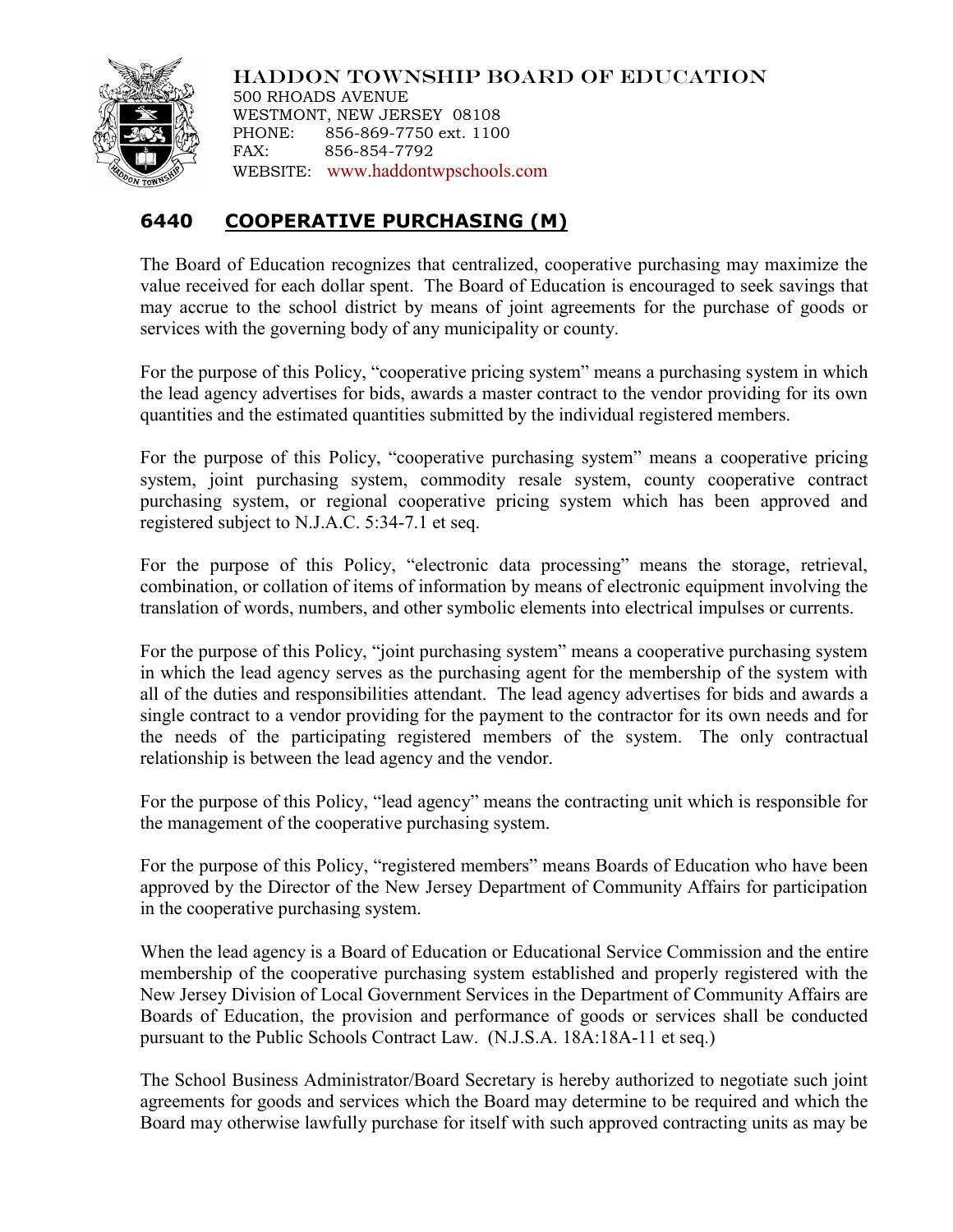HADDON TOWNSHIP BOARD OF EDUCATION
500 RHOADS AVENUE
WESTMONT, NEW JERSEY 08108
PHONE: 856-869-7750 ext. 1100
FAX: 856-854-7792
WEBSITE: www.haddontwpschools.com

## 6440 COOPERATIVE PURCHASING (M)

The Board of Education recognizes that centralized, cooperative purchasing may maximize the value received for each dollar spent. The Board of Education is encouraged to seek savings that may accrue to the school district by means of joint agreements for the purchase of goods or services with the governing body of any municipality or county.

For the purpose of this Policy, "cooperative pricing system" means a purchasing system in which the lead agency advertises for bids, awards a master contract to the vendor providing for its own quantities and the estimated quantities submitted by the individual registered members.

For the purpose of this Policy, "cooperative purchasing system" means a cooperative pricing system, joint purchasing system, commodity resale system, county cooperative contract purchasing system, or regional cooperative pricing system which has been approved and registered subject to N.J.A.C. 5:34-7.1 et seq.

For the purpose of this Policy, "electronic data processing" means the storage, retrieval, combination, or collation of items of information by means of electronic equipment involving the translation of words, numbers, and other symbolic elements into electrical impulses or currents.

For the purpose of this Policy, "joint purchasing system" means a cooperative purchasing system in which the lead agency serves as the purchasing agent for the membership of the system with all of the duties and responsibilities attendant. The lead agency advertises for bids and awards a single contract to a vendor providing for the payment to the contractor for its own needs and for the needs of the participating registered members of the system. The only contractual relationship is between the lead agency and the vendor.

For the purpose of this Policy, "lead agency" means the contracting unit which is responsible for the management of the cooperative purchasing system.

For the purpose of this Policy, "registered members" means Boards of Education who have been approved by the Director of the New Jersey Department of Community Affairs for participation in the cooperative purchasing system.

When the lead agency is a Board of Education or Educational Service Commission and the entire membership of the cooperative purchasing system established and properly registered with the New Jersey Division of Local Government Services in the Department of Community Affairs are Boards of Education, the provision and performance of goods or services shall be conducted pursuant to the Public Schools Contract Law. (N.J.S.A. 18A:18A-11 et seq.)

The School Business Administrator/Board Secretary is hereby authorized to negotiate such joint agreements for goods and services which the Board may determine to be required and which the Board may otherwise lawfully purchase for itself with such approved contracting units as may be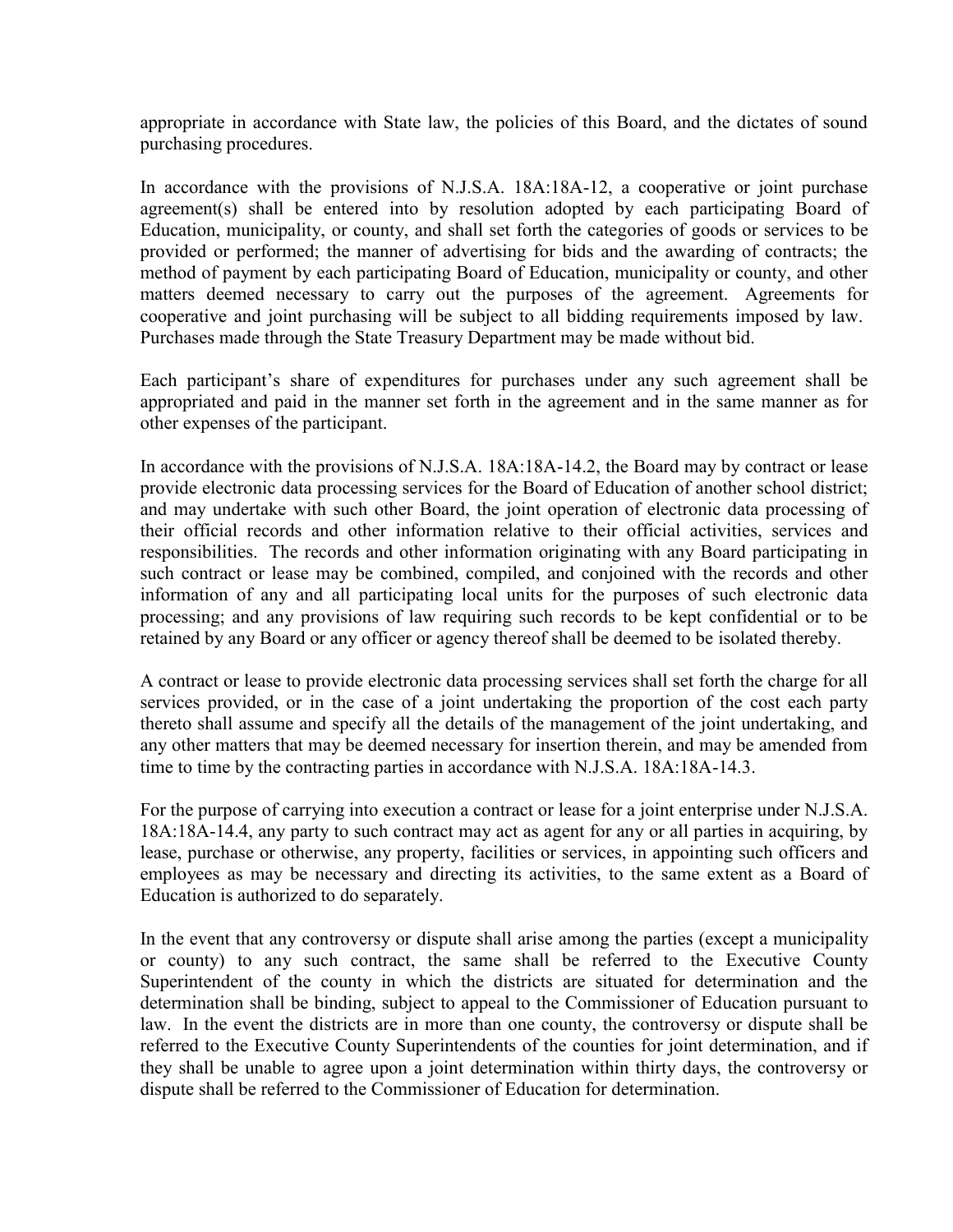appropriate in accordance with State law, the policies of this Board, and the dictates of sound purchasing procedures.

In accordance with the provisions of N.J.S.A. 18A:18A-12, a cooperative or joint purchase agreement(s) shall be entered into by resolution adopted by each participating Board of Education, municipality, or county, and shall set forth the categories of goods or services to be provided or performed; the manner of advertising for bids and the awarding of contracts; the method of payment by each participating Board of Education, municipality or county, and other matters deemed necessary to carry out the purposes of the agreement. Agreements for cooperative and joint purchasing will be subject to all bidding requirements imposed by law. Purchases made through the State Treasury Department may be made without bid.

Each participant's share of expenditures for purchases under any such agreement shall be appropriated and paid in the manner set forth in the agreement and in the same manner as for other expenses of the participant.

In accordance with the provisions of N.J.S.A. 18A:18A-14.2, the Board may by contract or lease provide electronic data processing services for the Board of Education of another school district; and may undertake with such other Board, the joint operation of electronic data processing of their official records and other information relative to their official activities, services and responsibilities. The records and other information originating with any Board participating in such contract or lease may be combined, compiled, and conjoined with the records and other information of any and all participating local units for the purposes of such electronic data processing; and any provisions of law requiring such records to be kept confidential or to be retained by any Board or any officer or agency thereof shall be deemed to be isolated thereby.

A contract or lease to provide electronic data processing services shall set forth the charge for all services provided, or in the case of a joint undertaking the proportion of the cost each party thereto shall assume and specify all the details of the management of the joint undertaking, and any other matters that may be deemed necessary for insertion therein, and may be amended from time to time by the contracting parties in accordance with N.J.S.A. 18A:18A-14.3.

For the purpose of carrying into execution a contract or lease for a joint enterprise under N.J.S.A. 18A:18A-14.4, any party to such contract may act as agent for any or all parties in acquiring, by lease, purchase or otherwise, any property, facilities or services, in appointing such officers and employees as may be necessary and directing its activities, to the same extent as a Board of Education is authorized to do separately.

In the event that any controversy or dispute shall arise among the parties (except a municipality or county) to any such contract, the same shall be referred to the Executive County Superintendent of the county in which the districts are situated for determination and the determination shall be binding, subject to appeal to the Commissioner of Education pursuant to law. In the event the districts are in more than one county, the controversy or dispute shall be referred to the Executive County Superintendents of the counties for joint determination, and if they shall be unable to agree upon a joint determination within thirty days, the controversy or dispute shall be referred to the Commissioner of Education for determination.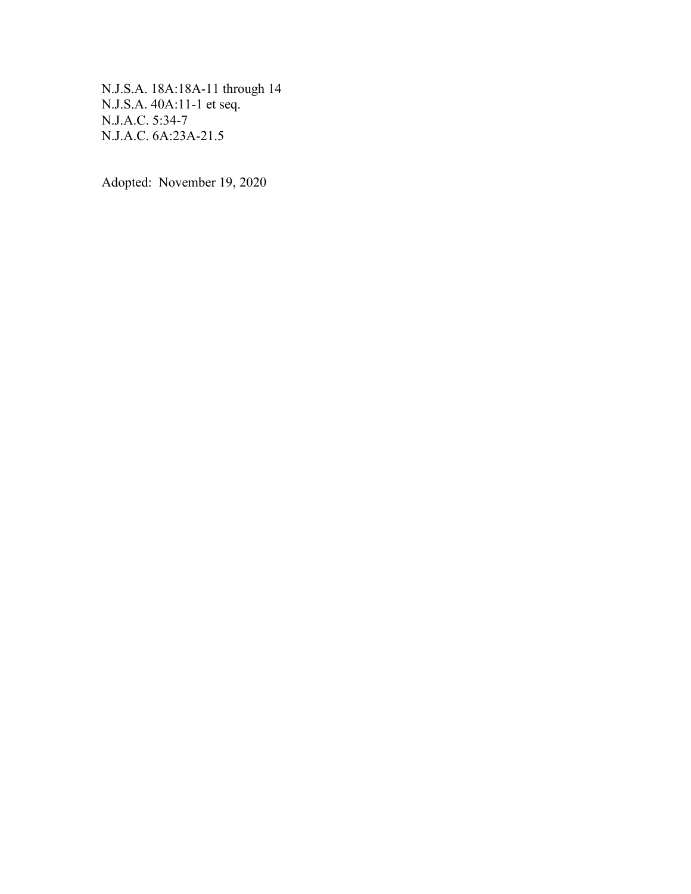N.J.S.A. 18A:18A-11 through 14
N.J.S.A. 40A:11-1 et seq.
N.J.A.C. 5:34-7
N.J.A.C. 6A:23A-21.5

Adopted: November 19, 2020